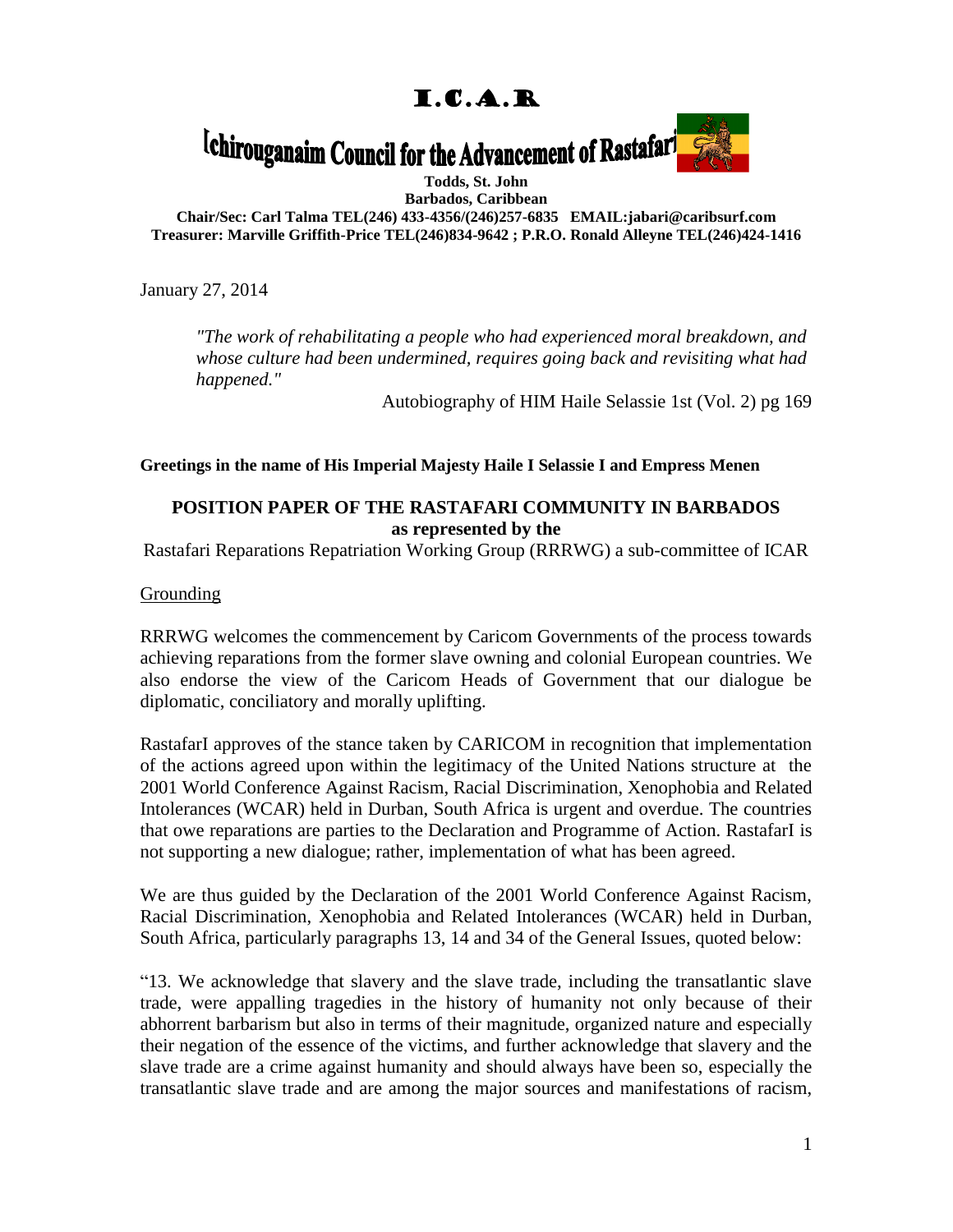# I.C.A.R

## Ichirouganaim Council for the Advancement of Rastafari

**Todds, St. John**
**Barbados, Caribbean**
**Chair/Sec: Carl Talma TEL(246) 433-4356/(246)257-6835 EMAIL:jabari@caribsurf.com**
**Treasurer: Marville Griffith-Price TEL(246)834-9642 ; P.R.O. Ronald Alleyne TEL(246)424-1416**

January 27, 2014

> *"The work of rehabilitating a people who had experienced moral breakdown, and whose culture had been undermined, requires going back and revisiting what had happened."*
>
> Autobiography of HIM Haile Selassie 1st (Vol. 2) pg 169

**Greetings in the name of His Imperial Majesty Haile I Selassie I and Empress Menen**

### POSITION PAPER OF THE RASTAFARI COMMUNITY IN BARBADOS as represented by the

Rastafari Reparations Repatriation Working Group (RRRWG) a sub-committee of ICAR

Grounding

RRRWG welcomes the commencement by Caricom Governments of the process towards achieving reparations from the former slave owning and colonial European countries. We also endorse the view of the Caricom Heads of Government that our dialogue be diplomatic, conciliatory and morally uplifting.

RastafarI approves of the stance taken by CARICOM in recognition that implementation of the actions agreed upon within the legitimacy of the United Nations structure at the 2001 World Conference Against Racism, Racial Discrimination, Xenophobia and Related Intolerances (WCAR) held in Durban, South Africa is urgent and overdue. The countries that owe reparations are parties to the Declaration and Programme of Action. RastafarI is not supporting a new dialogue; rather, implementation of what has been agreed.

We are thus guided by the Declaration of the 2001 World Conference Against Racism, Racial Discrimination, Xenophobia and Related Intolerances (WCAR) held in Durban, South Africa, particularly paragraphs 13, 14 and 34 of the General Issues, quoted below:

"13. We acknowledge that slavery and the slave trade, including the transatlantic slave trade, were appalling tragedies in the history of humanity not only because of their abhorrent barbarism but also in terms of their magnitude, organized nature and especially their negation of the essence of the victims, and further acknowledge that slavery and the slave trade are a crime against humanity and should always have been so, especially the transatlantic slave trade and are among the major sources and manifestations of racism,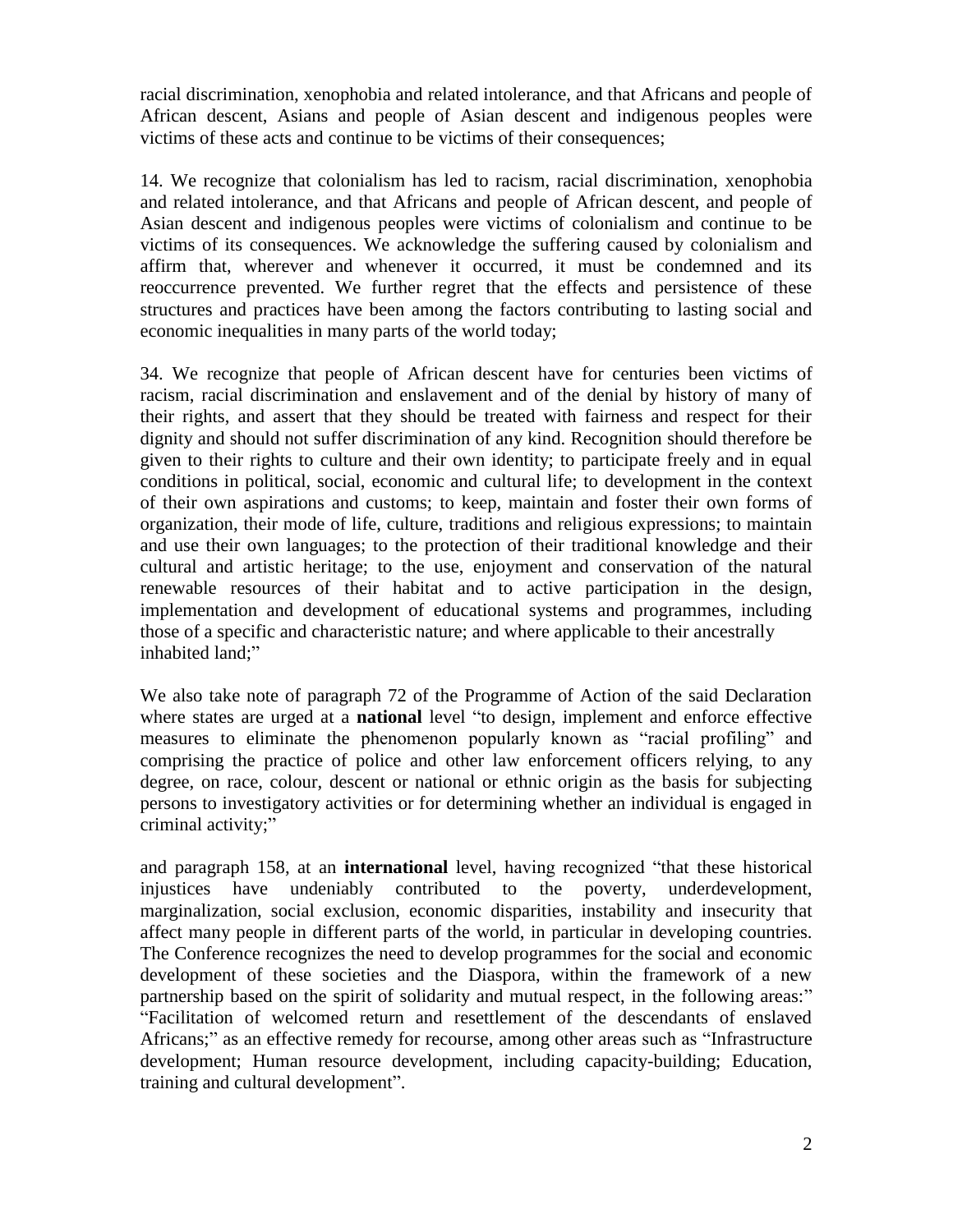racial discrimination, xenophobia and related intolerance, and that Africans and people of African descent, Asians and people of Asian descent and indigenous peoples were victims of these acts and continue to be victims of their consequences;

14. We recognize that colonialism has led to racism, racial discrimination, xenophobia and related intolerance, and that Africans and people of African descent, and people of Asian descent and indigenous peoples were victims of colonialism and continue to be victims of its consequences. We acknowledge the suffering caused by colonialism and affirm that, wherever and whenever it occurred, it must be condemned and its reoccurrence prevented. We further regret that the effects and persistence of these structures and practices have been among the factors contributing to lasting social and economic inequalities in many parts of the world today;

34. We recognize that people of African descent have for centuries been victims of racism, racial discrimination and enslavement and of the denial by history of many of their rights, and assert that they should be treated with fairness and respect for their dignity and should not suffer discrimination of any kind. Recognition should therefore be given to their rights to culture and their own identity; to participate freely and in equal conditions in political, social, economic and cultural life; to development in the context of their own aspirations and customs; to keep, maintain and foster their own forms of organization, their mode of life, culture, traditions and religious expressions; to maintain and use their own languages; to the protection of their traditional knowledge and their cultural and artistic heritage; to the use, enjoyment and conservation of the natural renewable resources of their habitat and to active participation in the design, implementation and development of educational systems and programmes, including those of a specific and characteristic nature; and where applicable to their ancestrally inhabited land;"

We also take note of paragraph 72 of the Programme of Action of the said Declaration where states are urged at a **national** level "to design, implement and enforce effective measures to eliminate the phenomenon popularly known as "racial profiling" and comprising the practice of police and other law enforcement officers relying, to any degree, on race, colour, descent or national or ethnic origin as the basis for subjecting persons to investigatory activities or for determining whether an individual is engaged in criminal activity;"

and paragraph 158, at an **international** level, having recognized "that these historical injustices have undeniably contributed to the poverty, underdevelopment, marginalization, social exclusion, economic disparities, instability and insecurity that affect many people in different parts of the world, in particular in developing countries. The Conference recognizes the need to develop programmes for the social and economic development of these societies and the Diaspora, within the framework of a new partnership based on the spirit of solidarity and mutual respect, in the following areas:" "Facilitation of welcomed return and resettlement of the descendants of enslaved Africans;" as an effective remedy for recourse, among other areas such as "Infrastructure development; Human resource development, including capacity-building; Education, training and cultural development".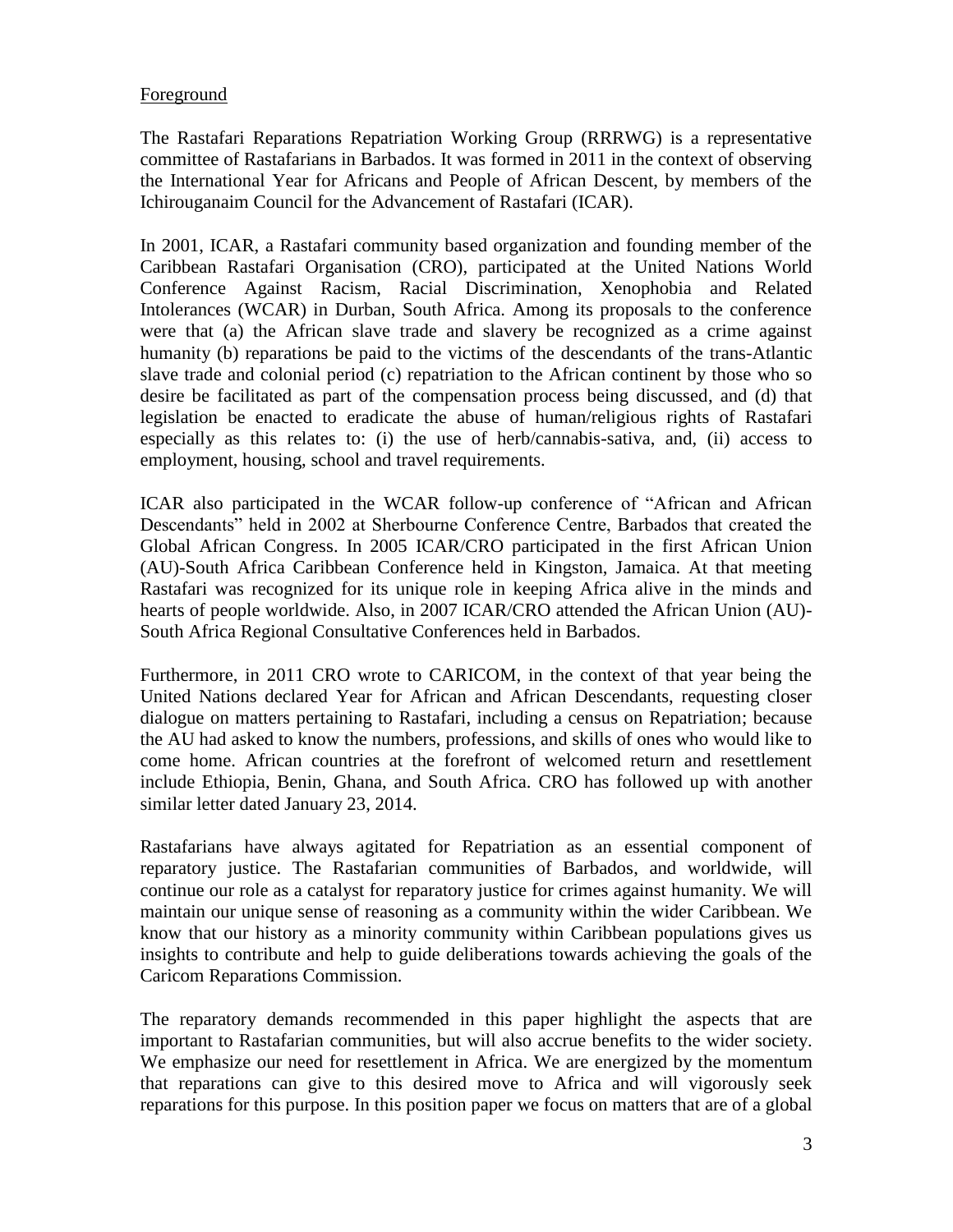## Foreground

The Rastafari Reparations Repatriation Working Group (RRRWG) is a representative committee of Rastafarians in Barbados. It was formed in 2011 in the context of observing the International Year for Africans and People of African Descent, by members of the Ichirouganaim Council for the Advancement of Rastafari (ICAR).

In 2001, ICAR, a Rastafari community based organization and founding member of the Caribbean Rastafari Organisation (CRO), participated at the United Nations World Conference Against Racism, Racial Discrimination, Xenophobia and Related Intolerances (WCAR) in Durban, South Africa. Among its proposals to the conference were that (a) the African slave trade and slavery be recognized as a crime against humanity (b) reparations be paid to the victims of the descendants of the trans-Atlantic slave trade and colonial period (c) repatriation to the African continent by those who so desire be facilitated as part of the compensation process being discussed, and (d) that legislation be enacted to eradicate the abuse of human/religious rights of Rastafari especially as this relates to: (i) the use of herb/cannabis-sativa, and, (ii) access to employment, housing, school and travel requirements.

ICAR also participated in the WCAR follow-up conference of "African and African Descendants" held in 2002 at Sherbourne Conference Centre, Barbados that created the Global African Congress. In 2005 ICAR/CRO participated in the first African Union (AU)-South Africa Caribbean Conference held in Kingston, Jamaica. At that meeting Rastafari was recognized for its unique role in keeping Africa alive in the minds and hearts of people worldwide. Also, in 2007 ICAR/CRO attended the African Union (AU)-South Africa Regional Consultative Conferences held in Barbados.

Furthermore, in 2011 CRO wrote to CARICOM, in the context of that year being the United Nations declared Year for African and African Descendants, requesting closer dialogue on matters pertaining to Rastafari, including a census on Repatriation; because the AU had asked to know the numbers, professions, and skills of ones who would like to come home. African countries at the forefront of welcomed return and resettlement include Ethiopia, Benin, Ghana, and South Africa. CRO has followed up with another similar letter dated January 23, 2014.

Rastafarians have always agitated for Repatriation as an essential component of reparatory justice. The Rastafarian communities of Barbados, and worldwide, will continue our role as a catalyst for reparatory justice for crimes against humanity. We will maintain our unique sense of reasoning as a community within the wider Caribbean. We know that our history as a minority community within Caribbean populations gives us insights to contribute and help to guide deliberations towards achieving the goals of the Caricom Reparations Commission.

The reparatory demands recommended in this paper highlight the aspects that are important to Rastafarian communities, but will also accrue benefits to the wider society. We emphasize our need for resettlement in Africa. We are energized by the momentum that reparations can give to this desired move to Africa and will vigorously seek reparations for this purpose. In this position paper we focus on matters that are of a global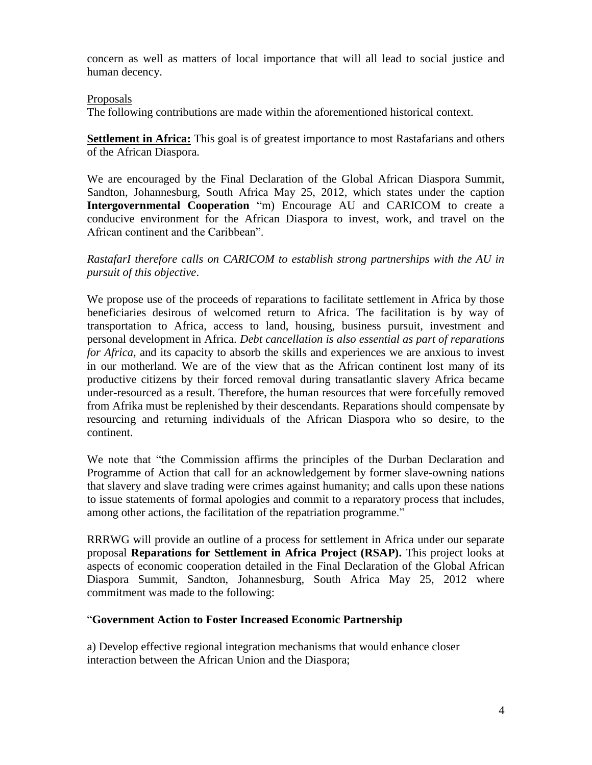concern as well as matters of local importance that will all lead to social justice and human decency.

Proposals

The following contributions are made within the aforementioned historical context.

**Settlement in Africa:** This goal is of greatest importance to most Rastafarians and others of the African Diaspora.

We are encouraged by the Final Declaration of the Global African Diaspora Summit, Sandton, Johannesburg, South Africa May 25, 2012, which states under the caption **Intergovernmental Cooperation** "m) Encourage AU and CARICOM to create a conducive environment for the African Diaspora to invest, work, and travel on the African continent and the Caribbean".

*RastafarI therefore calls on CARICOM to establish strong partnerships with the AU in pursuit of this objective*.

We propose use of the proceeds of reparations to facilitate settlement in Africa by those beneficiaries desirous of welcomed return to Africa. The facilitation is by way of transportation to Africa, access to land, housing, business pursuit, investment and personal development in Africa. *Debt cancellation is also essential as part of reparations for Africa,* and its capacity to absorb the skills and experiences we are anxious to invest in our motherland. We are of the view that as the African continent lost many of its productive citizens by their forced removal during transatlantic slavery Africa became under-resourced as a result. Therefore, the human resources that were forcefully removed from Afrika must be replenished by their descendants. Reparations should compensate by resourcing and returning individuals of the African Diaspora who so desire, to the continent.

We note that "the Commission affirms the principles of the Durban Declaration and Programme of Action that call for an acknowledgement by former slave-owning nations that slavery and slave trading were crimes against humanity; and calls upon these nations to issue statements of formal apologies and commit to a reparatory process that includes, among other actions, the facilitation of the repatriation programme."

RRRWG will provide an outline of a process for settlement in Africa under our separate proposal **Reparations for Settlement in Africa Project (RSAP).** This project looks at aspects of economic cooperation detailed in the Final Declaration of the Global African Diaspora Summit, Sandton, Johannesburg, South Africa May 25, 2012 where commitment was made to the following:

"**Government Action to Foster Increased Economic Partnership**

a) Develop effective regional integration mechanisms that would enhance closer interaction between the African Union and the Diaspora;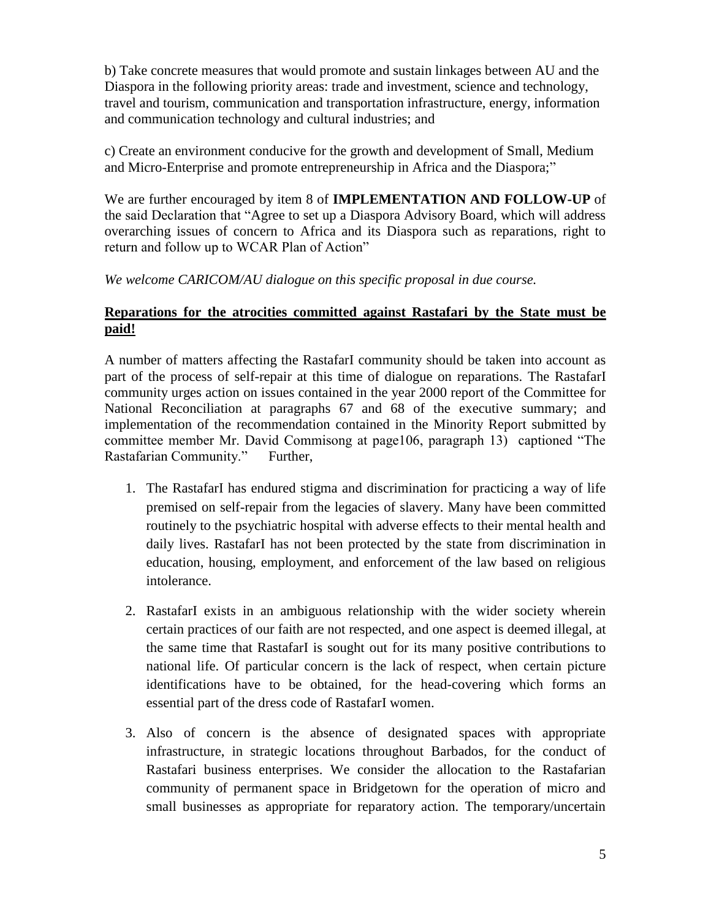b) Take concrete measures that would promote and sustain linkages between AU and the Diaspora in the following priority areas: trade and investment, science and technology, travel and tourism, communication and transportation infrastructure, energy, information and communication technology and cultural industries; and

c) Create an environment conducive for the growth and development of Small, Medium and Micro-Enterprise and promote entrepreneurship in Africa and the Diaspora;"

We are further encouraged by item 8 of **IMPLEMENTATION AND FOLLOW-UP** of the said Declaration that "Agree to set up a Diaspora Advisory Board, which will address overarching issues of concern to Africa and its Diaspora such as reparations, right to return and follow up to WCAR Plan of Action"

*We welcome CARICOM/AU dialogue on this specific proposal in due course.*

**<u>Reparations for the atrocities committed against Rastafari by the State must be paid!</u>**

A number of matters affecting the RastafarI community should be taken into account as part of the process of self-repair at this time of dialogue on reparations. The RastafarI community urges action on issues contained in the year 2000 report of the Committee for National Reconciliation at paragraphs 67 and 68 of the executive summary; and implementation of the recommendation contained in the Minority Report submitted by committee member Mr. David Commisong at page106, paragraph 13) captioned "The Rastafarian Community." Further,

1. The RastafarI has endured stigma and discrimination for practicing a way of life premised on self-repair from the legacies of slavery. Many have been committed routinely to the psychiatric hospital with adverse effects to their mental health and daily lives. RastafarI has not been protected by the state from discrimination in education, housing, employment, and enforcement of the law based on religious intolerance.

2. RastafarI exists in an ambiguous relationship with the wider society wherein certain practices of our faith are not respected, and one aspect is deemed illegal, at the same time that RastafarI is sought out for its many positive contributions to national life. Of particular concern is the lack of respect, when certain picture identifications have to be obtained, for the head-covering which forms an essential part of the dress code of RastafarI women.

3. Also of concern is the absence of designated spaces with appropriate infrastructure, in strategic locations throughout Barbados, for the conduct of Rastafari business enterprises. We consider the allocation to the Rastafarian community of permanent space in Bridgetown for the operation of micro and small businesses as appropriate for reparatory action. The temporary/uncertain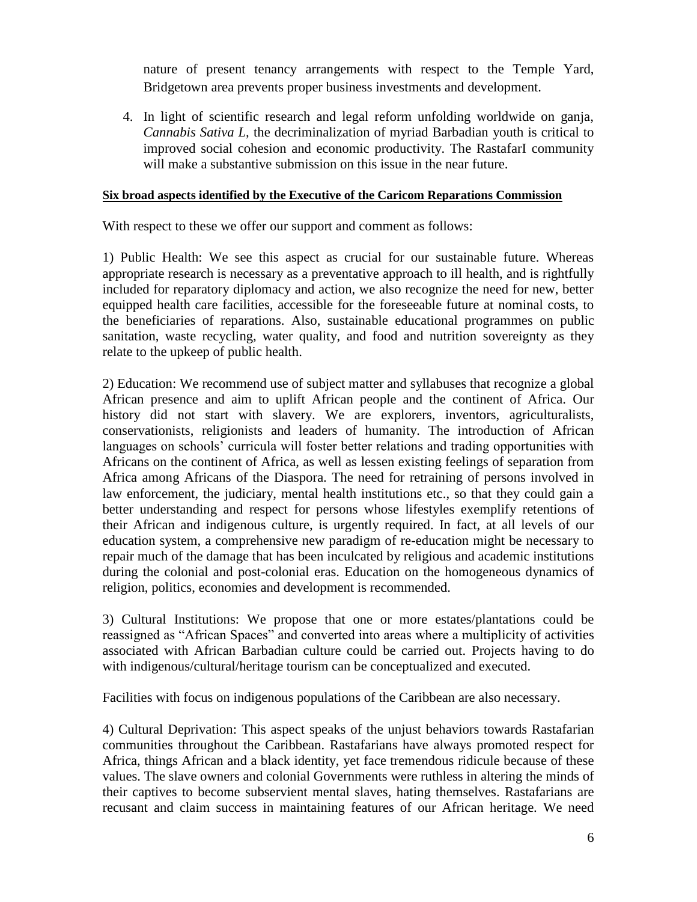nature of present tenancy arrangements with respect to the Temple Yard, Bridgetown area prevents proper business investments and development.

4. In light of scientific research and legal reform unfolding worldwide on ganja, *Cannabis Sativa L*, the decriminalization of myriad Barbadian youth is critical to improved social cohesion and economic productivity. The RastafarI community will make a substantive submission on this issue in the near future.

**Six broad aspects identified by the Executive of the Caricom Reparations Commission**

With respect to these we offer our support and comment as follows:

1) Public Health: We see this aspect as crucial for our sustainable future. Whereas appropriate research is necessary as a preventative approach to ill health, and is rightfully included for reparatory diplomacy and action, we also recognize the need for new, better equipped health care facilities, accessible for the foreseeable future at nominal costs, to the beneficiaries of reparations. Also, sustainable educational programmes on public sanitation, waste recycling, water quality, and food and nutrition sovereignty as they relate to the upkeep of public health.

2) Education: We recommend use of subject matter and syllabuses that recognize a global African presence and aim to uplift African people and the continent of Africa. Our history did not start with slavery. We are explorers, inventors, agriculturalists, conservationists, religionists and leaders of humanity. The introduction of African languages on schools' curricula will foster better relations and trading opportunities with Africans on the continent of Africa, as well as lessen existing feelings of separation from Africa among Africans of the Diaspora. The need for retraining of persons involved in law enforcement, the judiciary, mental health institutions etc., so that they could gain a better understanding and respect for persons whose lifestyles exemplify retentions of their African and indigenous culture, is urgently required. In fact, at all levels of our education system, a comprehensive new paradigm of re-education might be necessary to repair much of the damage that has been inculcated by religious and academic institutions during the colonial and post-colonial eras. Education on the homogeneous dynamics of religion, politics, economies and development is recommended.

3) Cultural Institutions: We propose that one or more estates/plantations could be reassigned as "African Spaces" and converted into areas where a multiplicity of activities associated with African Barbadian culture could be carried out. Projects having to do with indigenous/cultural/heritage tourism can be conceptualized and executed.

Facilities with focus on indigenous populations of the Caribbean are also necessary.

4) Cultural Deprivation: This aspect speaks of the unjust behaviors towards Rastafarian communities throughout the Caribbean. Rastafarians have always promoted respect for Africa, things African and a black identity, yet face tremendous ridicule because of these values. The slave owners and colonial Governments were ruthless in altering the minds of their captives to become subservient mental slaves, hating themselves. Rastafarians are recusant and claim success in maintaining features of our African heritage. We need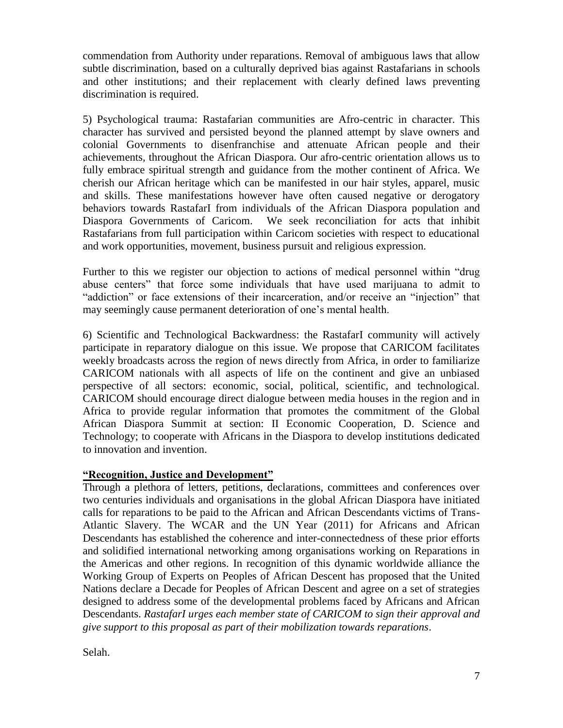commendation from Authority under reparations. Removal of ambiguous laws that allow subtle discrimination, based on a culturally deprived bias against Rastafarians in schools and other institutions; and their replacement with clearly defined laws preventing discrimination is required.

5) Psychological trauma: Rastafarian communities are Afro-centric in character. This character has survived and persisted beyond the planned attempt by slave owners and colonial Governments to disenfranchise and attenuate African people and their achievements, throughout the African Diaspora. Our afro-centric orientation allows us to fully embrace spiritual strength and guidance from the mother continent of Africa. We cherish our African heritage which can be manifested in our hair styles, apparel, music and skills. These manifestations however have often caused negative or derogatory behaviors towards RastafarI from individuals of the African Diaspora population and Diaspora Governments of Caricom. We seek reconciliation for acts that inhibit Rastafarians from full participation within Caricom societies with respect to educational and work opportunities, movement, business pursuit and religious expression.

Further to this we register our objection to actions of medical personnel within "drug abuse centers" that force some individuals that have used marijuana to admit to "addiction" or face extensions of their incarceration, and/or receive an "injection" that may seemingly cause permanent deterioration of one's mental health.

6) Scientific and Technological Backwardness: the RastafarI community will actively participate in reparatory dialogue on this issue. We propose that CARICOM facilitates weekly broadcasts across the region of news directly from Africa, in order to familiarize CARICOM nationals with all aspects of life on the continent and give an unbiased perspective of all sectors: economic, social, political, scientific, and technological. CARICOM should encourage direct dialogue between media houses in the region and in Africa to provide regular information that promotes the commitment of the Global African Diaspora Summit at section: II Economic Cooperation, D. Science and Technology; to cooperate with Africans in the Diaspora to develop institutions dedicated to innovation and invention.

**"Recognition, Justice and Development"**

Through a plethora of letters, petitions, declarations, committees and conferences over two centuries individuals and organisations in the global African Diaspora have initiated calls for reparations to be paid to the African and African Descendants victims of Trans-Atlantic Slavery. The WCAR and the UN Year (2011) for Africans and African Descendants has established the coherence and inter-connectedness of these prior efforts and solidified international networking among organisations working on Reparations in the Americas and other regions. In recognition of this dynamic worldwide alliance the Working Group of Experts on Peoples of African Descent has proposed that the United Nations declare a Decade for Peoples of African Descent and agree on a set of strategies designed to address some of the developmental problems faced by Africans and African Descendants. *RastafarI urges each member state of CARICOM to sign their approval and give support to this proposal as part of their mobilization towards reparations*.

Selah.